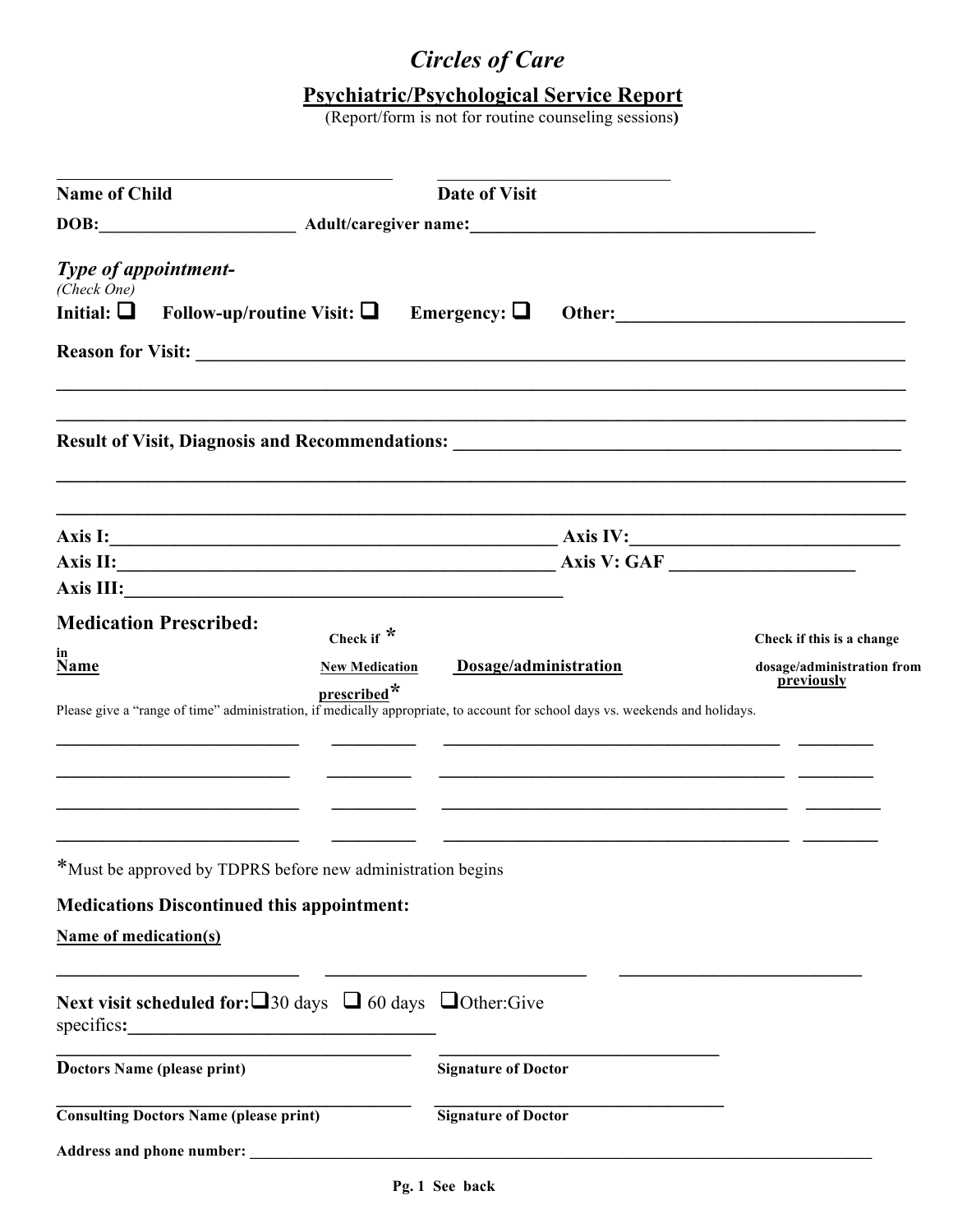# *Circles of Care*

## Psychiatric/Psychological Service Report

(Report/form is not for routine counseling sessions)

**Name of Child** ______________________ **Date of Visit** ______________________

**DOB:**______________________ **Adult/caregiver name:**______________________

***Type of appointment-***
*(Check One)*

**Initial:** ❑ **Follow-up/routine Visit:** ❑ **Emergency:** ❑ **Other:**______________________

**Reason for Visit:** ______________________

______________________

______________________

**Result of Visit, Diagnosis and Recommendations:** ______________________

______________________

______________________

**Axis I:**______________________ **Axis IV:**______________________

**Axis II:**______________________ **Axis V: GAF** ______________________

**Axis III:**______________________

**Medication Prescribed:**

| Name | Check if * New Medication prescribed* | Dosage/administration | Check if this is a change in dosage/administration from previously |
|---|---|---|---|
| | | | |
| | | | |
| | | | |
| | | | |

Please give a "range of time" administration, if medically appropriate, to account for school days vs. weekends and holidays.

*Must be approved by TDPRS before new administration begins

**Medications Discontinued this appointment:**

**Name of medication(s)**

______________________ ______________________ ______________________

**Next visit scheduled for:** ❑30 days ❑ 60 days ❑Other:Give specifics:______________________

**Doctors Name (please print)** ______________________ **Signature of Doctor** ______________________

**Consulting Doctors Name (please print)** ______________________ **Signature of Doctor** ______________________

**Address and phone number:** ______________________

**Pg. 1 See back**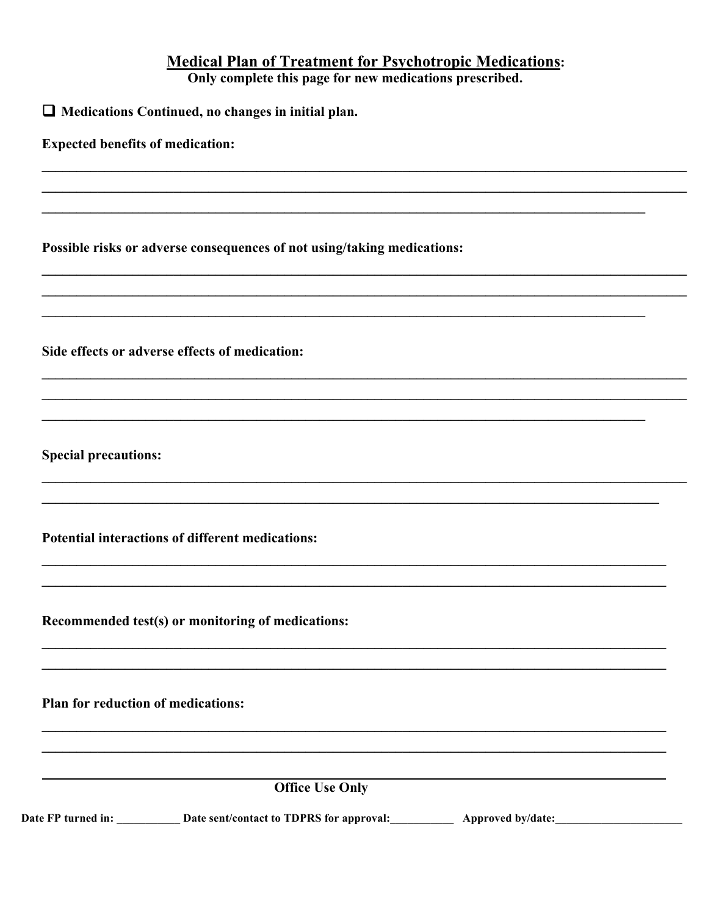# Medical Plan of Treatment for Psychotropic Medications:

**Only complete this page for new medications prescribed.**

☐ **Medications Continued, no changes in initial plan.**

**Expected benefits of medication:**

______________________________________________________________________________

______________________________________________________________________________

______________________________________________________________________________

**Possible risks or adverse consequences of not using/taking medications:**

______________________________________________________________________________

______________________________________________________________________________

______________________________________________________________________________

**Side effects or adverse effects of medication:**

______________________________________________________________________________

______________________________________________________________________________

______________________________________________________________________________

**Special precautions:**

______________________________________________________________________________

______________________________________________________________________________

**Potential interactions of different medications:**

______________________________________________________________________________

______________________________________________________________________________

**Recommended test(s) or monitoring of medications:**

______________________________________________________________________________

______________________________________________________________________________

**Plan for reduction of medications:**

______________________________________________________________________________

______________________________________________________________________________

______________________________________________________________________________

**Office Use Only**

**Date FP turned in:** ___________ **Date sent/contact to TDPRS for approval:**___________ **Approved by/date:**______________________